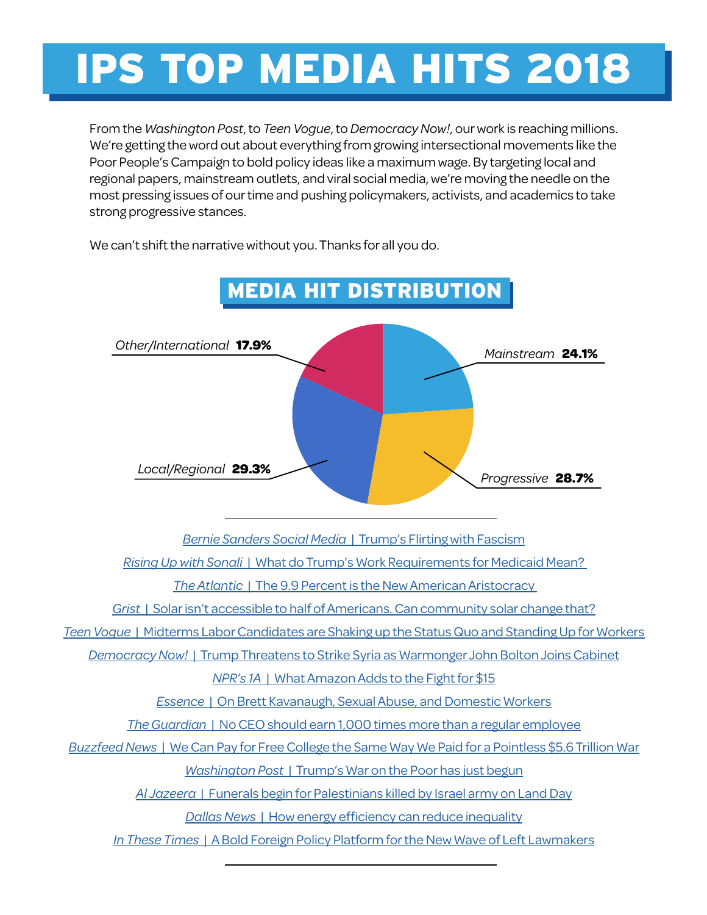# IPS TOP MEDIA HITS 2018

From the *Washington Post*, to *Teen Vogue*, to *Democracy Now!*, our work is reaching millions. We're getting the word out about everything from growing intersectional movements like the Poor People's Campaign to bold policy ideas like a maximum wage. By targeting local and regional papers, mainstream outlets, and viral social media, we're moving the needle on the most pressing issues of our time and pushing policymakers, activists, and academics to take strong progressive stances.

We can't shift the narrative without you. Thanks for all you do.

## MEDIA HIT DISTRIBUTION

- *Mainstream* **24.1%**
- *Progressive* **28.7%**
- *Local/Regional* **29.3%**
- *Other/International* **17.9%**

---

*Bernie Sanders Social Media* | Trump's Flirting with Fascism

*Rising Up with Sonali* | What do Trump's Work Requirements for Medicaid Mean?

*The Atlantic* | The 9.9 Percent is the New American Aristocracy

*Grist* | Solar isn't accessible to half of Americans. Can community solar change that?

*Teen Vogue* | Midterms Labor Candidates are Shaking up the Status Quo and Standing Up for Workers

*Democracy Now!* | Trump Threatens to Strike Syria as Warmonger John Bolton Joins Cabinet

*NPR's 1A* | What Amazon Adds to the Fight for $15

*Essence* | On Brett Kavanaugh, Sexual Abuse, and Domestic Workers

*The Guardian* | No CEO should earn 1,000 times more than a regular employee

*Buzzfeed News* | We Can Pay for Free College the Same Way We Paid for a Pointless $5.6 Trillion War

*Washington Post* | Trump's War on the Poor has just begun

*Al Jazeera* | Funerals begin for Palestinians killed by Israel army on Land Day

*Dallas News* | How energy efficiency can reduce inequality

*In These Times* | A Bold Foreign Policy Platform for the New Wave of Left Lawmakers

---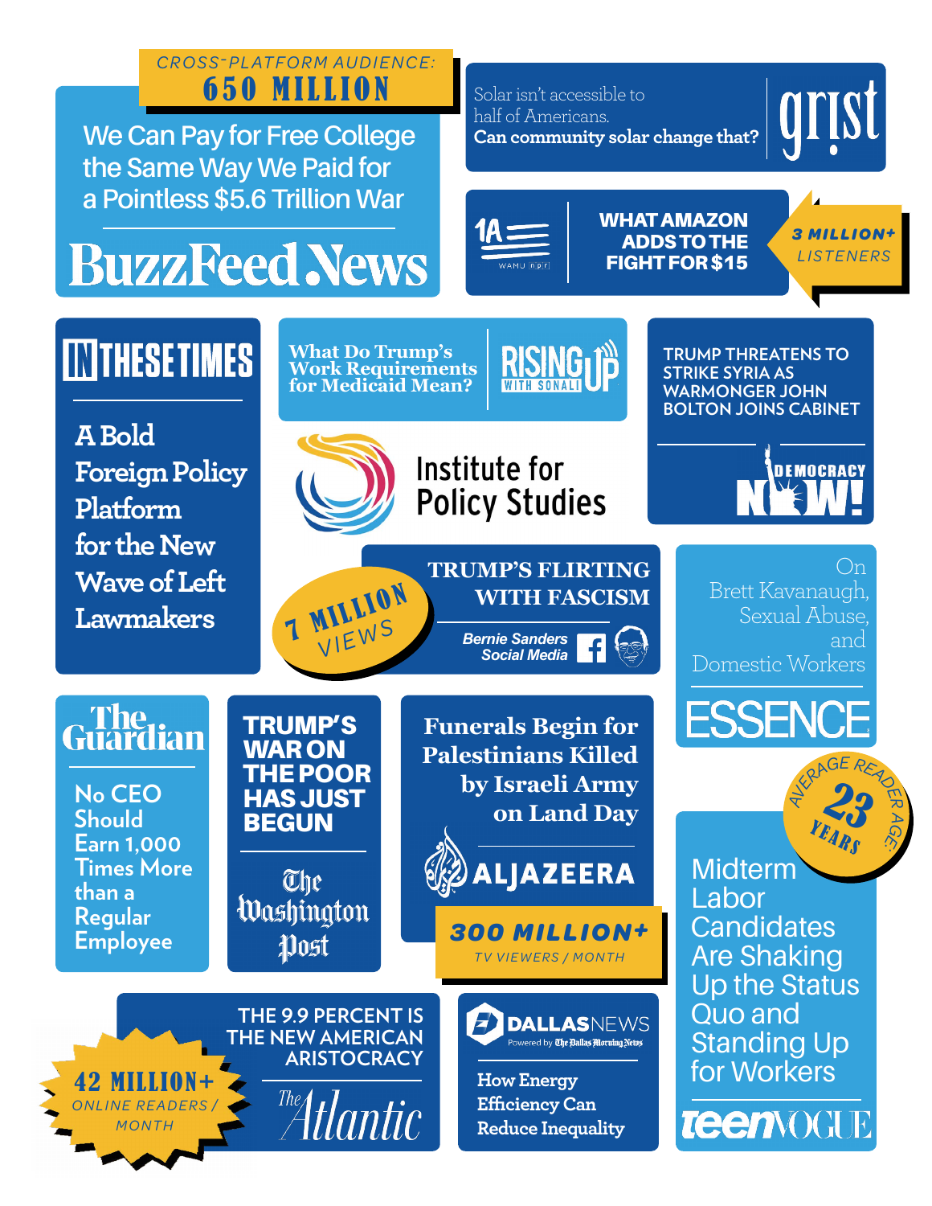CROSS-PLATFORM AUDIENCE:
**650 MILLION**

We Can Pay for Free College the Same Way We Paid for a Pointless $5.6 Trillion War

**BuzzFeed News**

Solar isn't accessible to half of Americans.
**Can community solar change that?**

**grist**

1A WAMU npr

**WHAT AMAZON ADDS TO THE FIGHT FOR $15**

**3 MILLION+** LISTENERS

**IN THESE TIMES**

**A Bold Foreign Policy Platform for the New Wave of Left Lawmakers**

**What Do Trump's Work Requirements for Medicaid Mean?**

**RISING UP WITH SONALI**

Institute for Policy Studies

**TRUMP THREATENS TO STRIKE SYRIA AS WARMONGER JOHN BOLTON JOINS CABINET**

**DEMOCRACY NOW!**

**7 MILLION** VIEWS

**TRUMP'S FLIRTING WITH FASCISM**

*Bernie Sanders Social Media*

On Brett Kavanaugh, Sexual Abuse, and Domestic Workers

**ESSENCE**

**The Guardian**

No CEO Should Earn 1,000 Times More than a Regular Employee

**TRUMP'S WAR ON THE POOR HAS JUST BEGUN**

**The Washington Post**

**Funerals Begin for Palestinians Killed by Israeli Army on Land Day**

**ALJAZEERA**

**300 MILLION+** TV VIEWERS / MONTH

AVERAGE READER AGE: **23** YEARS

Midterm Labor Candidates Are Shaking Up the Status Quo and Standing Up for Workers

**teenVOGUE**

**42 MILLION+** ONLINE READERS / MONTH

**THE 9.9 PERCENT IS THE NEW AMERICAN ARISTOCRACY**

**The Atlantic**

**DALLASNEWS** Powered by The Dallas Morning News

**How Energy Efficiency Can Reduce Inequality**